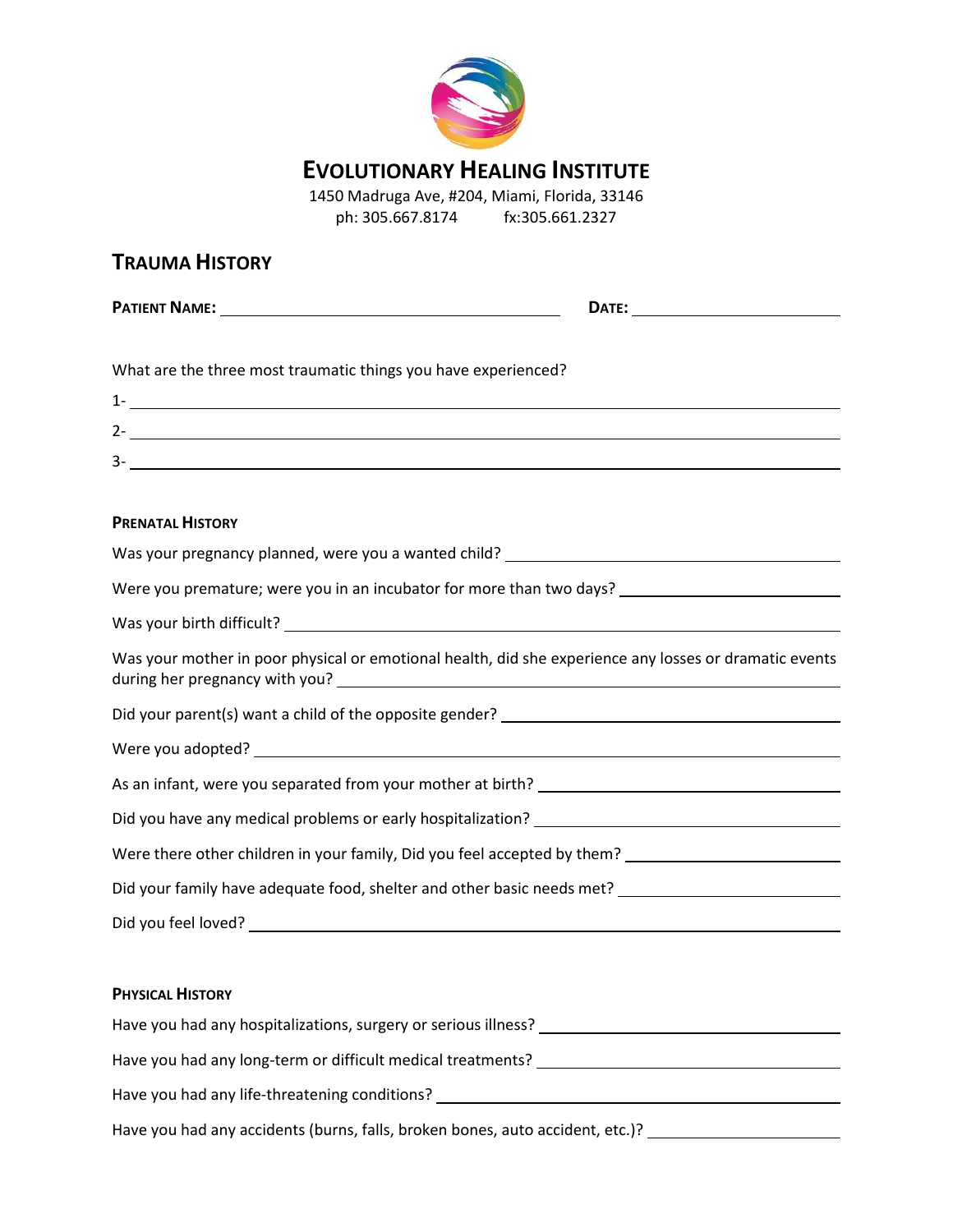# EVOLUTIONARY HEALING INSTITUTE

1450 Madruga Ave, #204, Miami, Florida, 33146
ph: 305.667.8174 fx:305.661.2327

## TRAUMA HISTORY

**PATIENT NAME:** ______________________ **DATE:** ______________

What are the three most traumatic things you have experienced?

1- ______________________

2- ______________________

3- ______________________

### PRENATAL HISTORY

Was your pregnancy planned, were you a wanted child? ______________________

Were you premature; were you in an incubator for more than two days? ______________________

Was your birth difficult? ______________________

Was your mother in poor physical or emotional health, did she experience any losses or dramatic events during her pregnancy with you? ______________________

Did your parent(s) want a child of the opposite gender? ______________________

Were you adopted? ______________________

As an infant, were you separated from your mother at birth? ______________________

Did you have any medical problems or early hospitalization? ______________________

Were there other children in your family, Did you feel accepted by them? ______________________

Did your family have adequate food, shelter and other basic needs met? ______________________

Did you feel loved? ______________________

### PHYSICAL HISTORY

Have you had any hospitalizations, surgery or serious illness? ______________________

Have you had any long-term or difficult medical treatments? ______________________

Have you had any life-threatening conditions? ______________________

Have you had any accidents (burns, falls, broken bones, auto accident, etc.)? ______________________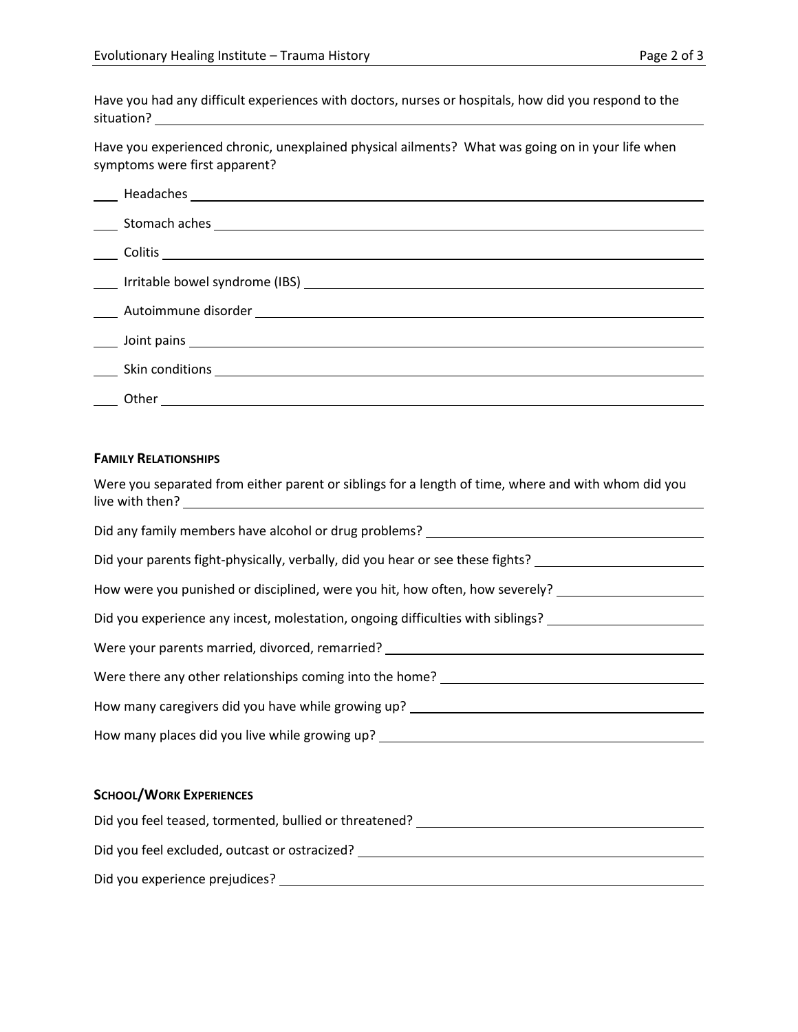Have you had any difficult experiences with doctors, nurses or hospitals, how did you respond to the situation? \_\_\_\_\_\_\_\_\_\_\_\_\_\_\_\_\_\_\_\_

Have you experienced chronic, unexplained physical ailments? What was going on in your life when symptoms were first apparent?

\_\_\_\_ Headaches \_\_\_\_\_\_\_\_\_\_\_\_\_\_\_\_\_\_\_\_

\_\_\_\_ Stomach aches \_\_\_\_\_\_\_\_\_\_\_\_\_\_\_\_\_\_\_\_

\_\_\_\_ Colitis \_\_\_\_\_\_\_\_\_\_\_\_\_\_\_\_\_\_\_\_

\_\_\_\_ Irritable bowel syndrome (IBS) \_\_\_\_\_\_\_\_\_\_\_\_\_\_\_\_\_\_\_\_

\_\_\_\_ Autoimmune disorder \_\_\_\_\_\_\_\_\_\_\_\_\_\_\_\_\_\_\_\_

\_\_\_\_ Joint pains \_\_\_\_\_\_\_\_\_\_\_\_\_\_\_\_\_\_\_\_

\_\_\_\_ Skin conditions \_\_\_\_\_\_\_\_\_\_\_\_\_\_\_\_\_\_\_\_

\_\_\_\_ Other \_\_\_\_\_\_\_\_\_\_\_\_\_\_\_\_\_\_\_\_

### Family Relationships

Were you separated from either parent or siblings for a length of time, where and with whom did you live with then? \_\_\_\_\_\_\_\_\_\_\_\_\_\_\_\_\_\_\_\_

Did any family members have alcohol or drug problems? \_\_\_\_\_\_\_\_\_\_\_\_\_\_\_\_\_\_\_\_

Did your parents fight-physically, verbally, did you hear or see these fights? \_\_\_\_\_\_\_\_\_\_\_\_\_\_\_\_\_\_\_\_

How were you punished or disciplined, were you hit, how often, how severely? \_\_\_\_\_\_\_\_\_\_\_\_\_\_\_\_\_\_\_\_

Did you experience any incest, molestation, ongoing difficulties with siblings? \_\_\_\_\_\_\_\_\_\_\_\_\_\_\_\_\_\_\_\_

Were your parents married, divorced, remarried? \_\_\_\_\_\_\_\_\_\_\_\_\_\_\_\_\_\_\_\_

Were there any other relationships coming into the home? \_\_\_\_\_\_\_\_\_\_\_\_\_\_\_\_\_\_\_\_

How many caregivers did you have while growing up? \_\_\_\_\_\_\_\_\_\_\_\_\_\_\_\_\_\_\_\_

How many places did you live while growing up? \_\_\_\_\_\_\_\_\_\_\_\_\_\_\_\_\_\_\_\_

### School/Work Experiences

Did you feel teased, tormented, bullied or threatened? \_\_\_\_\_\_\_\_\_\_\_\_\_\_\_\_\_\_\_\_

Did you feel excluded, outcast or ostracized? \_\_\_\_\_\_\_\_\_\_\_\_\_\_\_\_\_\_\_\_

Did you experience prejudices? \_\_\_\_\_\_\_\_\_\_\_\_\_\_\_\_\_\_\_\_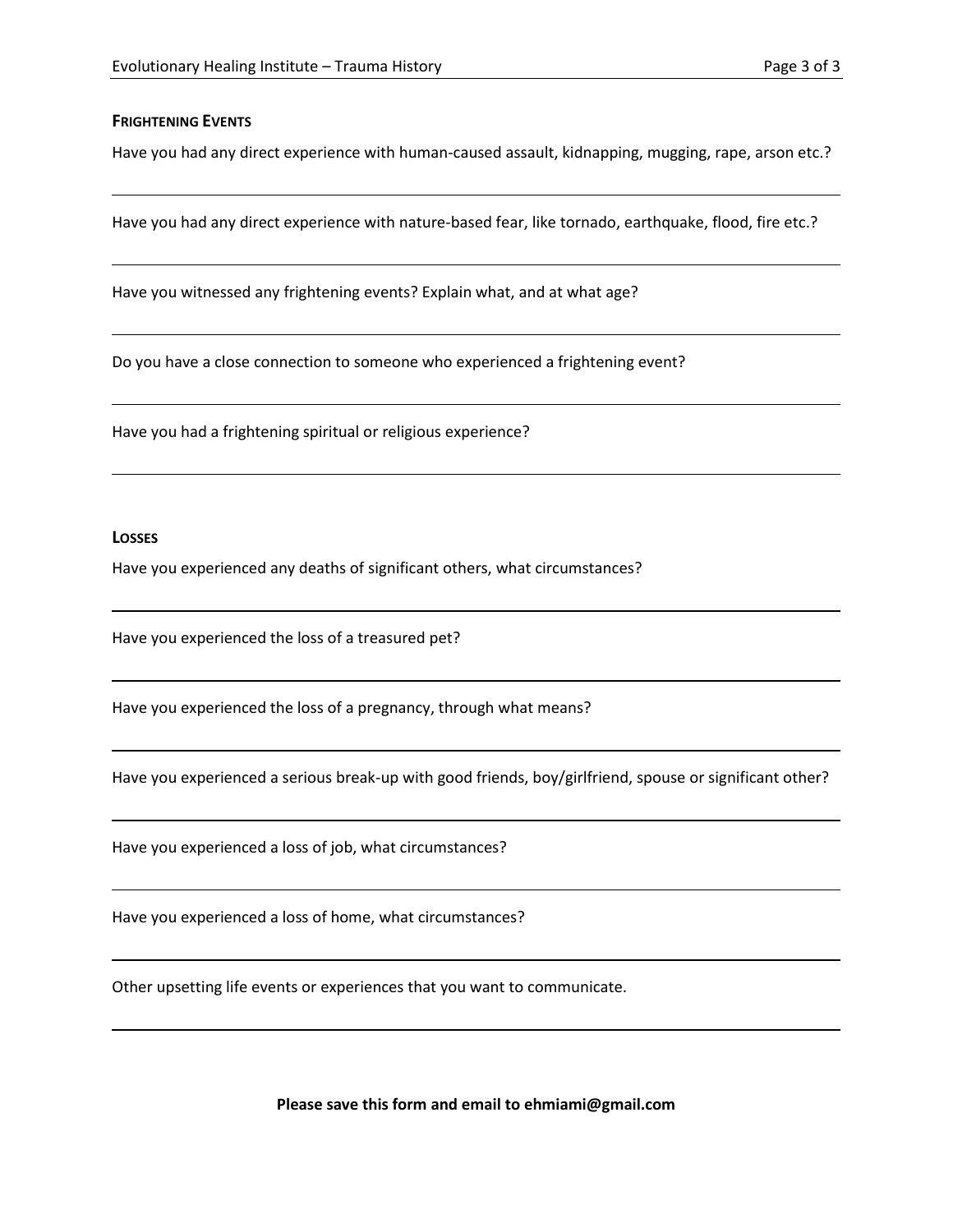## Frightening Events

Have you had any direct experience with human-caused assault, kidnapping, mugging, rape, arson etc.?

Have you had any direct experience with nature-based fear, like tornado, earthquake, flood, fire etc.?

Have you witnessed any frightening events? Explain what, and at what age?

Do you have a close connection to someone who experienced a frightening event?

Have you had a frightening spiritual or religious experience?

## Losses

Have you experienced any deaths of significant others, what circumstances?

Have you experienced the loss of a treasured pet?

Have you experienced the loss of a pregnancy, through what means?

Have you experienced a serious break-up with good friends, boy/girlfriend, spouse or significant other?

Have you experienced a loss of job, what circumstances?

Have you experienced a loss of home, what circumstances?

Other upsetting life events or experiences that you want to communicate.

**Please save this form and email to ehmiami@gmail.com**